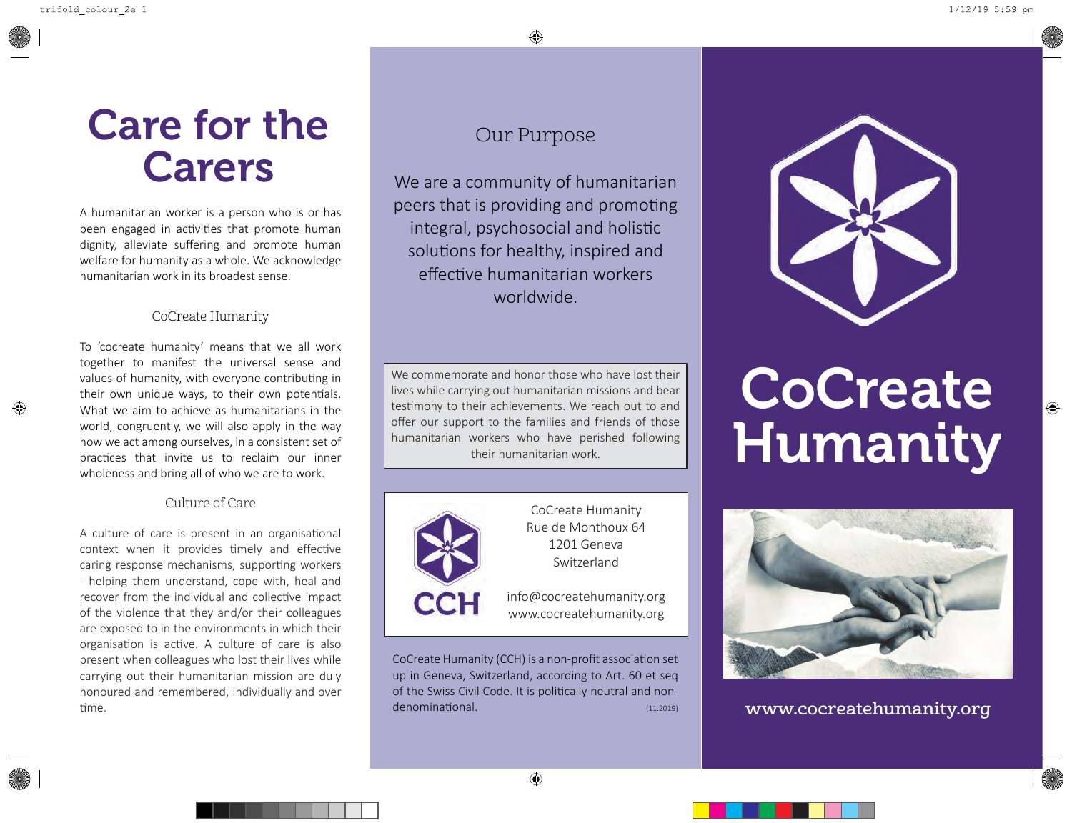# Care for the Carers

A humanitarian worker is a person who is or has been engaged in activities that promote human dignity, alleviate suffering and promote human welfare for humanity as a whole. We acknowledge humanitarian work in its broadest sense.

## CoCreate Humanity

To 'cocreate humanity' means that we all work together to manifest the universal sense and values of humanity, with everyone contributing in their own unique ways, to their own potentials. What we aim to achieve as humanitarians in the world, congruently, we will also apply in the way how we act among ourselves, in a consistent set of practices that invite us to reclaim our inner wholeness and bring all of who we are to work.

## Culture of Care

A culture of care is present in an organisational context when it provides timely and effective caring response mechanisms, supporting workers - helping them understand, cope with, heal and recover from the individual and collective impact of the violence that they and/or their colleagues are exposed to in the environments in which their organisation is active. A culture of care is also present when colleagues who lost their lives while carrying out their humanitarian mission are duly honoured and remembered, individually and over time.

## Our Purpose

We are a community of humanitarian peers that is providing and promoting integral, psychosocial and holistic solutions for healthy, inspired and effective humanitarian workers worldwide.

We commemorate and honor those who have lost their lives while carrying out humanitarian missions and bear testimony to their achievements. We reach out to and offer our support to the families and friends of those humanitarian workers who have perished following their humanitarian work.

CCH

CoCreate Humanity
Rue de Monthoux 64
1201 Geneva
Switzerland

info@cocreatehumanity.org
www.cocreatehumanity.org

CoCreate Humanity (CCH) is a non-profit association set up in Geneva, Switzerland, according to Art. 60 et seq of the Swiss Civil Code. It is politically neutral and non-denominational. (11.2019)

# CoCreate Humanity

www.cocreatehumanity.org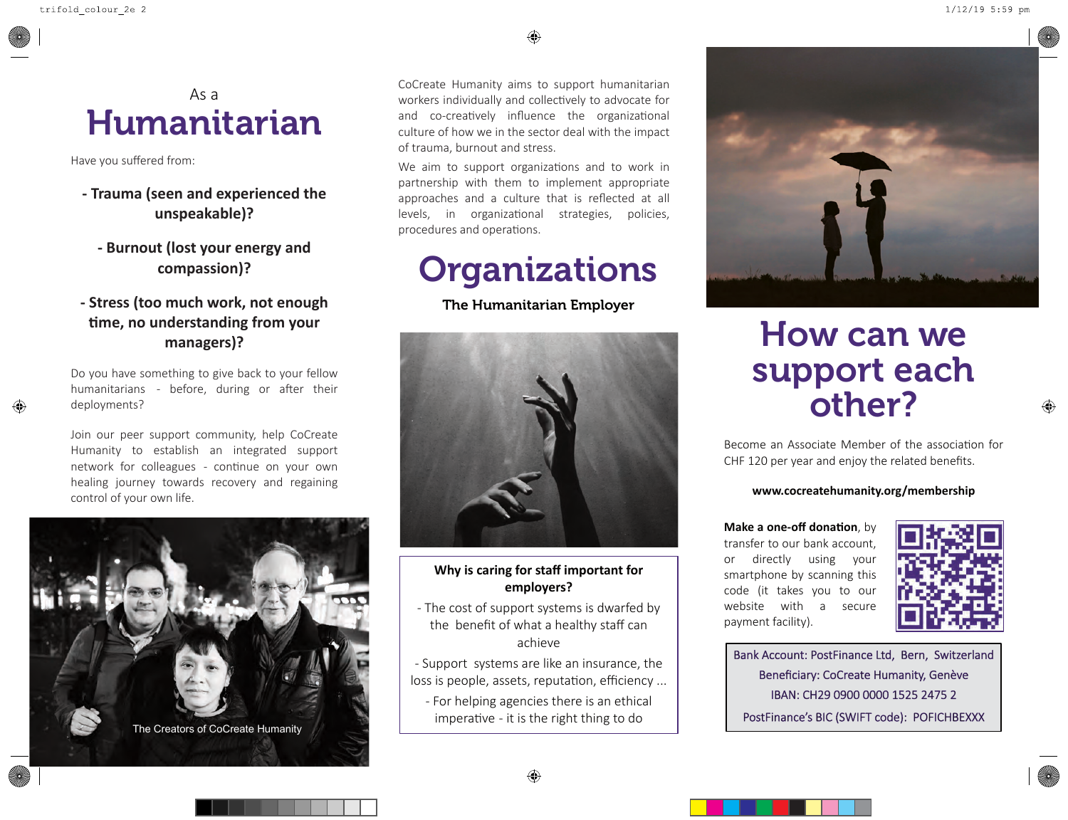As a

# Humanitarian

Have you suffered from:

**- Trauma (seen and experienced the unspeakable)?**

**- Burnout (lost your energy and compassion)?**

**- Stress (too much work, not enough time, no understanding from your managers)?**

Do you have something to give back to your fellow humanitarians - before, during or after their deployments?

Join our peer support community, help CoCreate Humanity to establish an integrated support network for colleagues - continue on your own healing journey towards recovery and regaining control of your own life.

The Creators of CoCreate Humanity

CoCreate Humanity aims to support humanitarian workers individually and collectively to advocate for and co-creatively influence the organizational culture of how we in the sector deal with the impact of trauma, burnout and stress.

We aim to support organizations and to work in partnership with them to implement appropriate approaches and a culture that is reflected at all levels, in organizational strategies, policies, procedures and operations.

# Organizations

**The Humanitarian Employer**

**Why is caring for staff important for employers?**

- The cost of support systems is dwarfed by the benefit of what a healthy staff can achieve
- Support systems are like an insurance, the loss is people, assets, reputation, efficiency ...
- For helping agencies there is an ethical imperative - it is the right thing to do

# How can we support each other?

Become an Associate Member of the association for CHF 120 per year and enjoy the related benefits.

**www.cocreatehumanity.org/membership**

**Make a one-off donation**, by transfer to our bank account, or directly using your smartphone by scanning this code (it takes you to our website with a secure payment facility).

Bank Account: PostFinance Ltd, Bern, Switzerland
Beneficiary: CoCreate Humanity, Genève
IBAN: CH29 0900 0000 1525 2475 2
PostFinance's BIC (SWIFT code): POFICHBEXXX